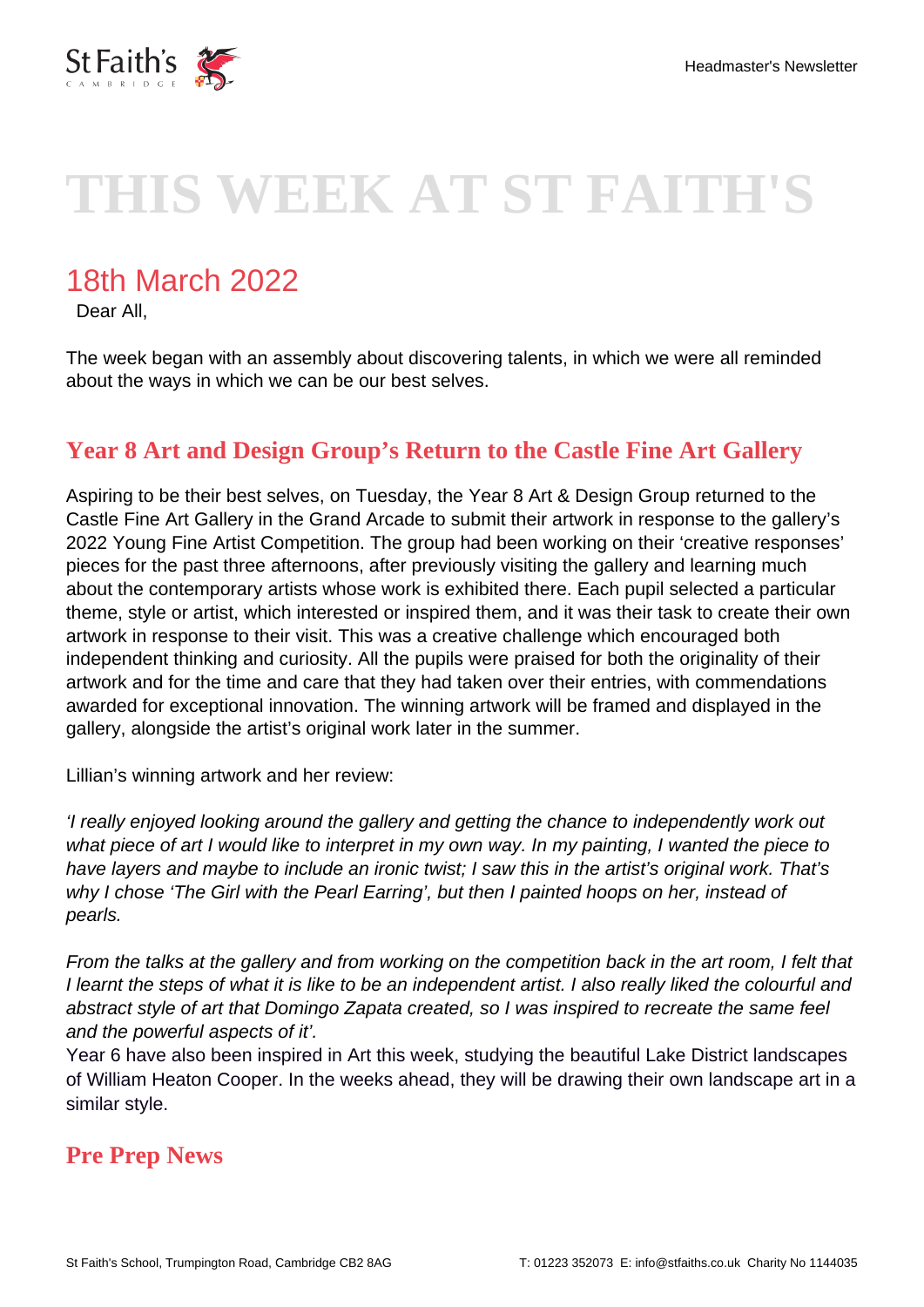# THIS WEEK AT ST FAITH'S

## 18th March 2022

Dear All,

The week began with an assembly about discovering talents, in which we were all reminded about the ways in which we can be our best selves.

### Year 8 Art and Design Group's Return to the Castle Fine Art Gallery

Aspiring to be their best selves, on Tuesday, the Year 8 Art & Design Group returned to the Castle Fine Art Gallery in the Grand Arcade to submit their artwork in response to the gallery's 2022 Young Fine Artist Competition. The group had been working on their 'creative responses' pieces for the past three afternoons, after previously visiting the gallery and learning much about the contemporary artists whose work is exhibited there. Each pupil selected a particular theme, style or artist, which interested or inspired them, and it was their task to create their own artwork in response to their visit. This was a creative challenge which encouraged both independent thinking and curiosity. All the pupils were praised for both the originality of their artwork and for the time and care that they had taken over their entries, with commendations awarded for exceptional innovation. The winning artwork will be framed and displayed in the gallery, alongside the artist's original work later in the summer.

Lillian's winning artwork and her review:

*'I really enjoyed looking around the gallery and getting the chance to independently work out what piece of art I would like to interpret in my own way. In my painting, I wanted the piece to have layers and maybe to include an ironic twist; I saw this in the artist's original work. That's why I chose 'The Girl with the Pearl Earring', but then I painted hoops on her, instead of pearls.*

*From the talks at the gallery and from working on the competition back in the art room, I felt that I learnt the steps of what it is like to be an independent artist. I also really liked the colourful and abstract style of art that Domingo Zapata created, so I was inspired to recreate the same feel and the powerful aspects of it'.*

Year 6 have also been inspired in Art this week, studying the beautiful Lake District landscapes of William Heaton Cooper. In the weeks ahead, they will be drawing their own landscape art in a similar style.

### Pre Prep News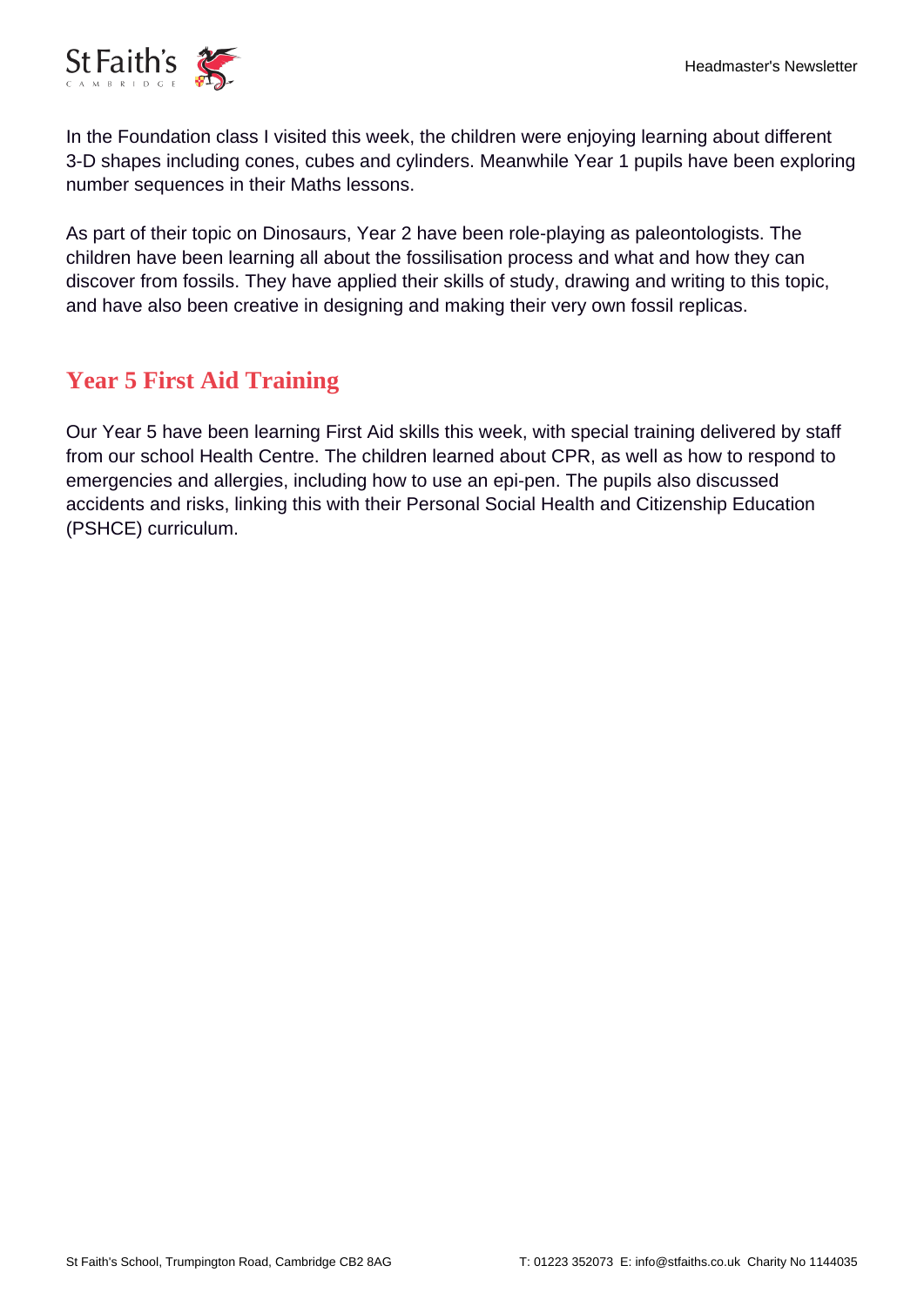In the Foundation class I visited this week, the children were enjoying learning about different 3-D shapes including cones, cubes and cylinders. Meanwhile Year 1 pupils have been exploring number sequences in their Maths lessons.

As part of their topic on Dinosaurs, Year 2 have been role-playing as paleontologists. The children have been learning all about the fossilisation process and what and how they can discover from fossils. They have applied their skills of study, drawing and writing to this topic, and have also been creative in designing and making their very own fossil replicas.

## Year 5 First Aid Training

Our Year 5 have been learning First Aid skills this week, with special training delivered by staff from our school Health Centre. The children learned about CPR, as well as how to respond to emergencies and allergies, including how to use an epi-pen. The pupils also discussed accidents and risks, linking this with their Personal Social Health and Citizenship Education (PSHCE) curriculum.